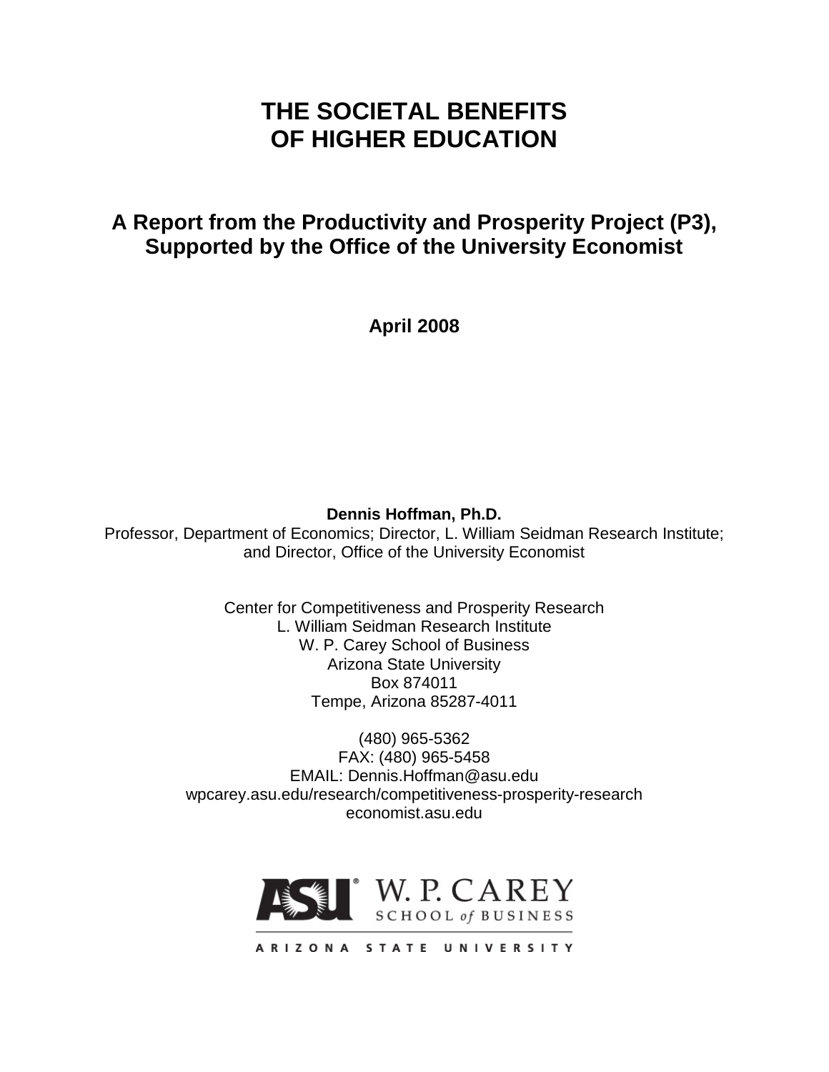# THE SOCIETAL BENEFITS OF HIGHER EDUCATION

## A Report from the Productivity and Prosperity Project (P3), Supported by the Office of the University Economist

**April 2008**

**Dennis Hoffman, Ph.D.**
Professor, Department of Economics; Director, L. William Seidman Research Institute; and Director, Office of the University Economist

Center for Competitiveness and Prosperity Research
L. William Seidman Research Institute
W. P. Carey School of Business
Arizona State University
Box 874011
Tempe, Arizona 85287-4011

(480) 965-5362
FAX: (480) 965-5458
EMAIL: Dennis.Hoffman@asu.edu
wpcarey.asu.edu/research/competitiveness-prosperity-research
economist.asu.edu

ASU W. P. CAREY SCHOOL of BUSINESS
ARIZONA STATE UNIVERSITY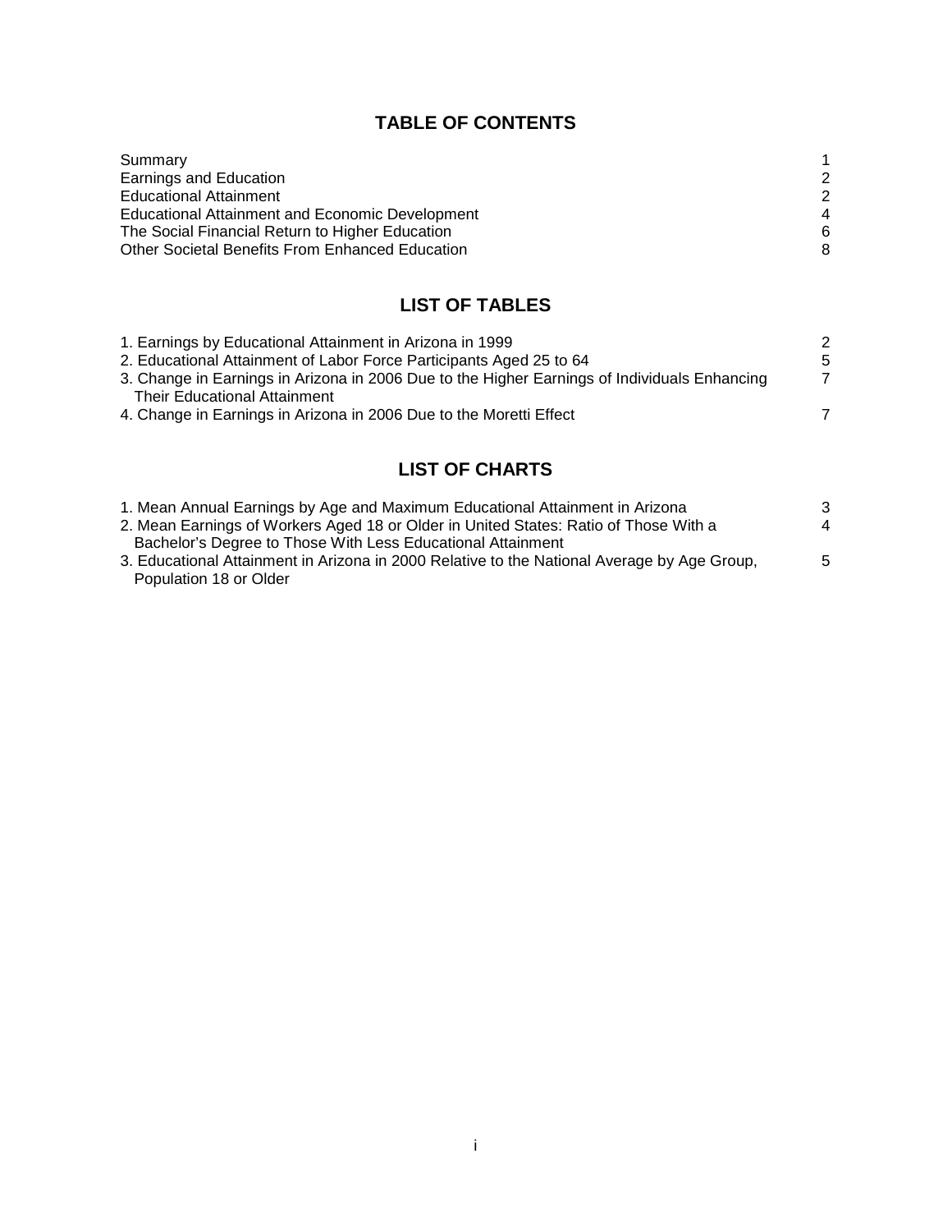## TABLE OF CONTENTS

| | |
|---|---|
| Summary | 1 |
| Earnings and Education | 2 |
| Educational Attainment | 2 |
| Educational Attainment and Economic Development | 4 |
| The Social Financial Return to Higher Education | 6 |
| Other Societal Benefits From Enhanced Education | 8 |

## LIST OF TABLES

| | |
|---|---|
| 1. Earnings by Educational Attainment in Arizona in 1999 | 2 |
| 2. Educational Attainment of Labor Force Participants Aged 25 to 64 | 5 |
| 3. Change in Earnings in Arizona in 2006 Due to the Higher Earnings of Individuals Enhancing Their Educational Attainment | 7 |
| 4. Change in Earnings in Arizona in 2006 Due to the Moretti Effect | 7 |

## LIST OF CHARTS

| | |
|---|---|
| 1. Mean Annual Earnings by Age and Maximum Educational Attainment in Arizona | 3 |
| 2. Mean Earnings of Workers Aged 18 or Older in United States: Ratio of Those With a Bachelor's Degree to Those With Less Educational Attainment | 4 |
| 3. Educational Attainment in Arizona in 2000 Relative to the National Average by Age Group, Population 18 or Older | 5 |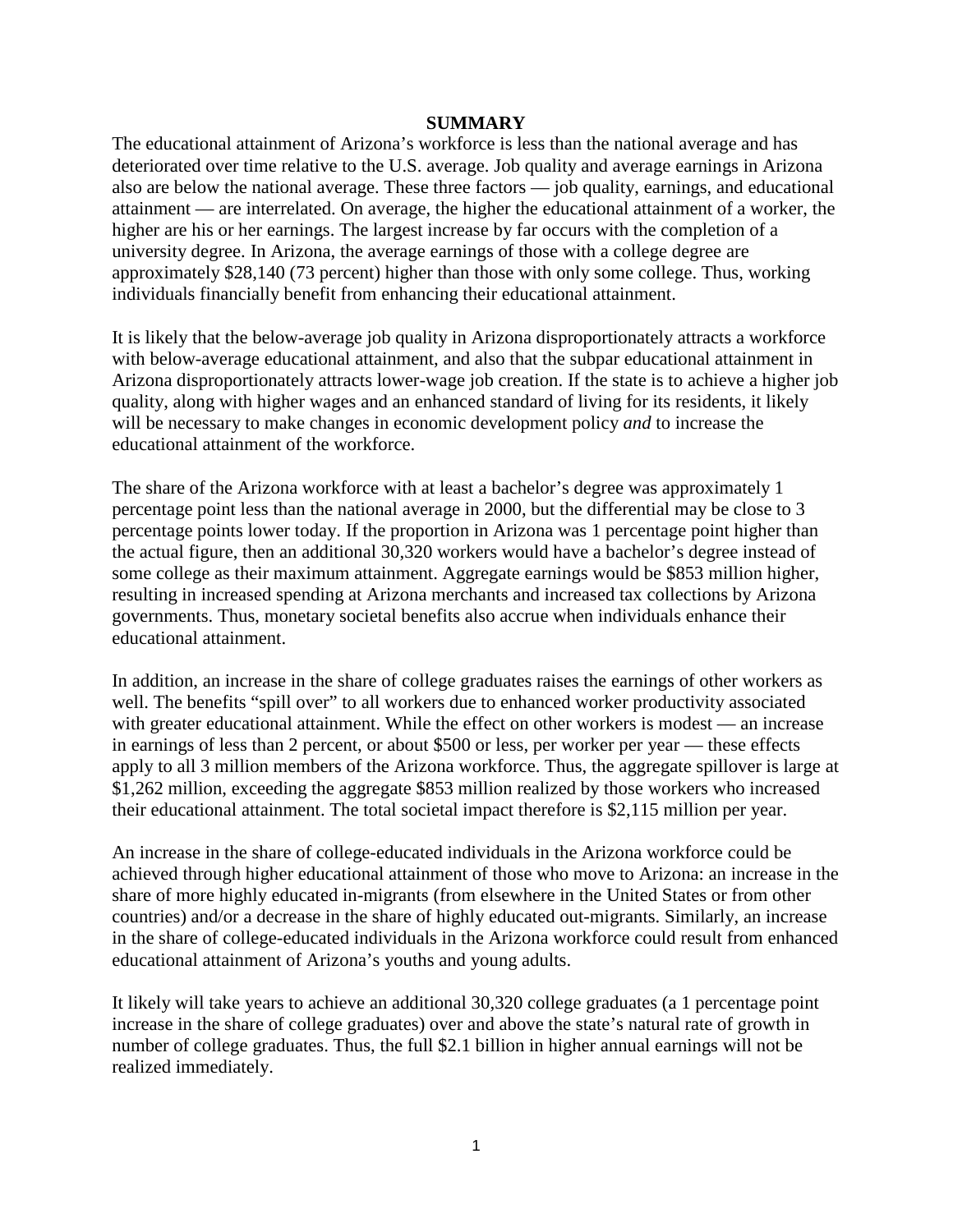## SUMMARY

The educational attainment of Arizona's workforce is less than the national average and has deteriorated over time relative to the U.S. average. Job quality and average earnings in Arizona also are below the national average. These three factors — job quality, earnings, and educational attainment — are interrelated. On average, the higher the educational attainment of a worker, the higher are his or her earnings. The largest increase by far occurs with the completion of a university degree. In Arizona, the average earnings of those with a college degree are approximately $28,140 (73 percent) higher than those with only some college. Thus, working individuals financially benefit from enhancing their educational attainment.

It is likely that the below-average job quality in Arizona disproportionately attracts a workforce with below-average educational attainment, and also that the subpar educational attainment in Arizona disproportionately attracts lower-wage job creation. If the state is to achieve a higher job quality, along with higher wages and an enhanced standard of living for its residents, it likely will be necessary to make changes in economic development policy *and* to increase the educational attainment of the workforce.

The share of the Arizona workforce with at least a bachelor's degree was approximately 1 percentage point less than the national average in 2000, but the differential may be close to 3 percentage points lower today. If the proportion in Arizona was 1 percentage point higher than the actual figure, then an additional 30,320 workers would have a bachelor's degree instead of some college as their maximum attainment. Aggregate earnings would be $853 million higher, resulting in increased spending at Arizona merchants and increased tax collections by Arizona governments. Thus, monetary societal benefits also accrue when individuals enhance their educational attainment.

In addition, an increase in the share of college graduates raises the earnings of other workers as well. The benefits "spill over" to all workers due to enhanced worker productivity associated with greater educational attainment. While the effect on other workers is modest — an increase in earnings of less than 2 percent, or about $500 or less, per worker per year — these effects apply to all 3 million members of the Arizona workforce. Thus, the aggregate spillover is large at $1,262 million, exceeding the aggregate $853 million realized by those workers who increased their educational attainment. The total societal impact therefore is $2,115 million per year.

An increase in the share of college-educated individuals in the Arizona workforce could be achieved through higher educational attainment of those who move to Arizona: an increase in the share of more highly educated in-migrants (from elsewhere in the United States or from other countries) and/or a decrease in the share of highly educated out-migrants. Similarly, an increase in the share of college-educated individuals in the Arizona workforce could result from enhanced educational attainment of Arizona's youths and young adults.

It likely will take years to achieve an additional 30,320 college graduates (a 1 percentage point increase in the share of college graduates) over and above the state's natural rate of growth in number of college graduates. Thus, the full $2.1 billion in higher annual earnings will not be realized immediately.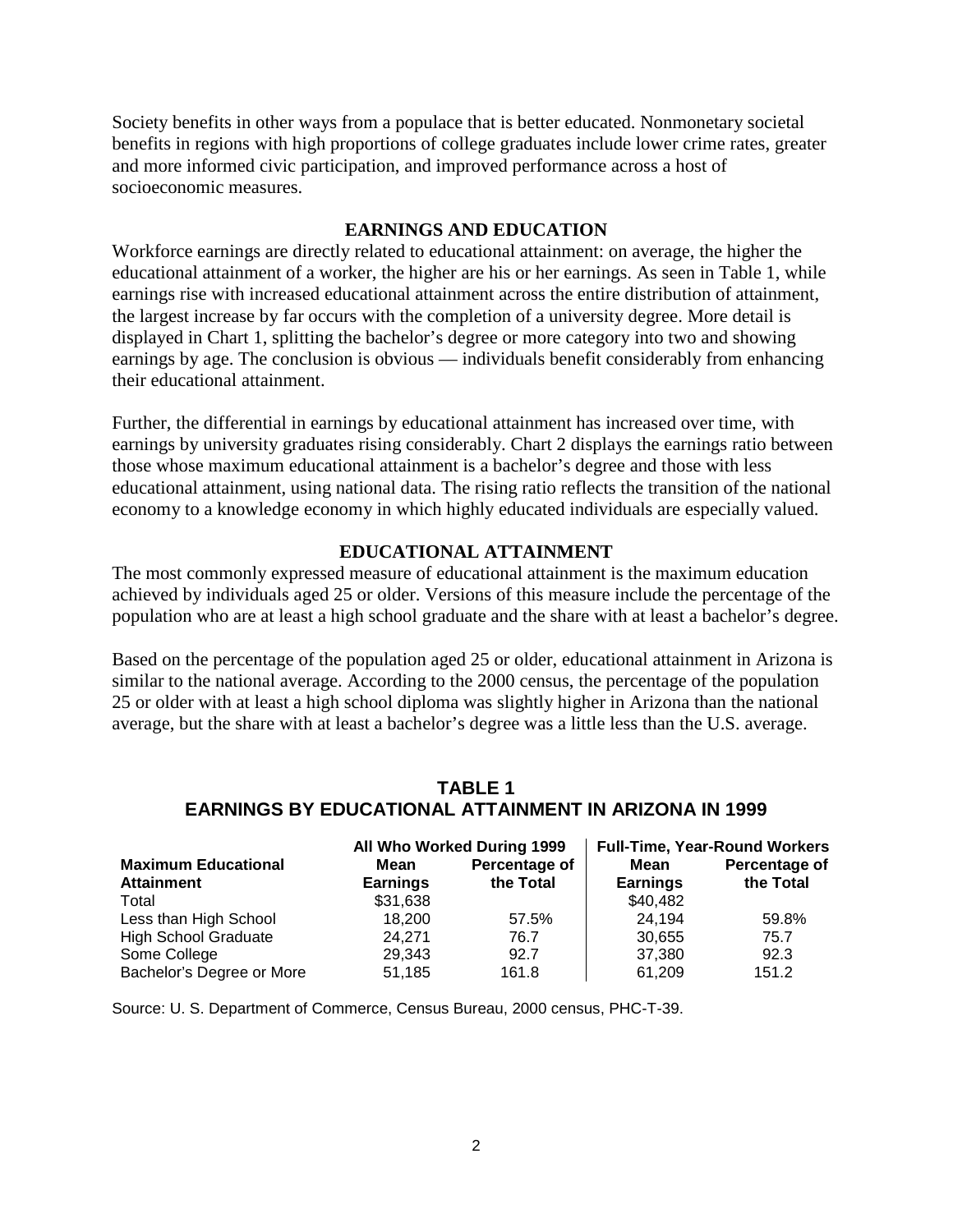Society benefits in other ways from a populace that is better educated. Nonmonetary societal benefits in regions with high proportions of college graduates include lower crime rates, greater and more informed civic participation, and improved performance across a host of socioeconomic measures.

## EARNINGS AND EDUCATION

Workforce earnings are directly related to educational attainment: on average, the higher the educational attainment of a worker, the higher are his or her earnings. As seen in Table 1, while earnings rise with increased educational attainment across the entire distribution of attainment, the largest increase by far occurs with the completion of a university degree. More detail is displayed in Chart 1, splitting the bachelor's degree or more category into two and showing earnings by age. The conclusion is obvious — individuals benefit considerably from enhancing their educational attainment.

Further, the differential in earnings by educational attainment has increased over time, with earnings by university graduates rising considerably. Chart 2 displays the earnings ratio between those whose maximum educational attainment is a bachelor's degree and those with less educational attainment, using national data. The rising ratio reflects the transition of the national economy to a knowledge economy in which highly educated individuals are especially valued.

## EDUCATIONAL ATTAINMENT

The most commonly expressed measure of educational attainment is the maximum education achieved by individuals aged 25 or older. Versions of this measure include the percentage of the population who are at least a high school graduate and the share with at least a bachelor's degree.

Based on the percentage of the population aged 25 or older, educational attainment in Arizona is similar to the national average. According to the 2000 census, the percentage of the population 25 or older with at least a high school diploma was slightly higher in Arizona than the national average, but the share with at least a bachelor's degree was a little less than the U.S. average.

### TABLE 1
### EARNINGS BY EDUCATIONAL ATTAINMENT IN ARIZONA IN 1999

| | All Who Worked During 1999 | | Full-Time, Year-Round Workers | |
|---|---|---|---|---|
| **Maximum Educational Attainment** | **Mean Earnings** | **Percentage of the Total** | **Mean Earnings** | **Percentage of the Total** |
| Total | $31,638 | | $40,482 | |
| Less than High School | 18,200 | 57.5% | 24,194 | 59.8% |
| High School Graduate | 24,271 | 76.7 | 30,655 | 75.7 |
| Some College | 29,343 | 92.7 | 37,380 | 92.3 |
| Bachelor's Degree or More | 51,185 | 161.8 | 61,209 | 151.2 |

Source: U. S. Department of Commerce, Census Bureau, 2000 census, PHC-T-39.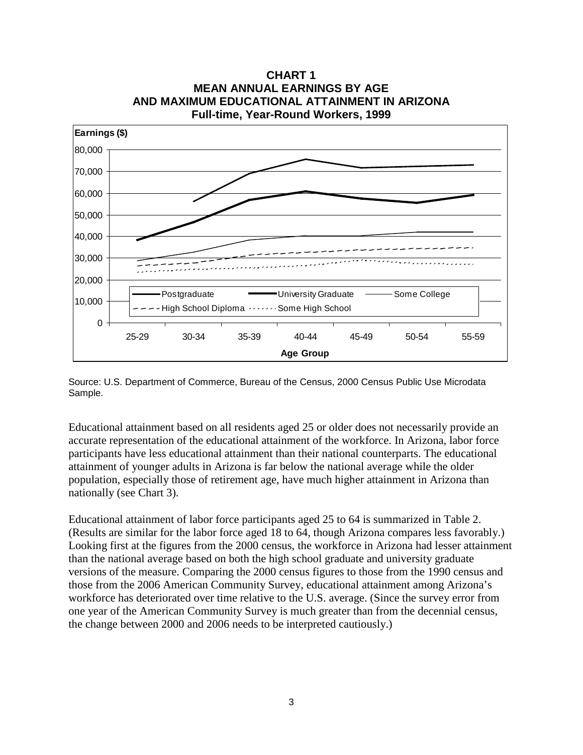**CHART 1**
**MEAN ANNUAL EARNINGS BY AGE AND MAXIMUM EDUCATIONAL ATTAINMENT IN ARIZONA**
**Full-time, Year-Round Workers, 1999**

Source: U.S. Department of Commerce, Bureau of the Census, 2000 Census Public Use Microdata Sample.

Educational attainment based on all residents aged 25 or older does not necessarily provide an accurate representation of the educational attainment of the workforce. In Arizona, labor force participants have less educational attainment than their national counterparts. The educational attainment of younger adults in Arizona is far below the national average while the older population, especially those of retirement age, have much higher attainment in Arizona than nationally (see Chart 3).

Educational attainment of labor force participants aged 25 to 64 is summarized in Table 2. (Results are similar for the labor force aged 18 to 64, though Arizona compares less favorably.) Looking first at the figures from the 2000 census, the workforce in Arizona had lesser attainment than the national average based on both the high school graduate and university graduate versions of the measure. Comparing the 2000 census figures to those from the 1990 census and those from the 2006 American Community Survey, educational attainment among Arizona's workforce has deteriorated over time relative to the U.S. average. (Since the survey error from one year of the American Community Survey is much greater than from the decennial census, the change between 2000 and 2006 needs to be interpreted cautiously.)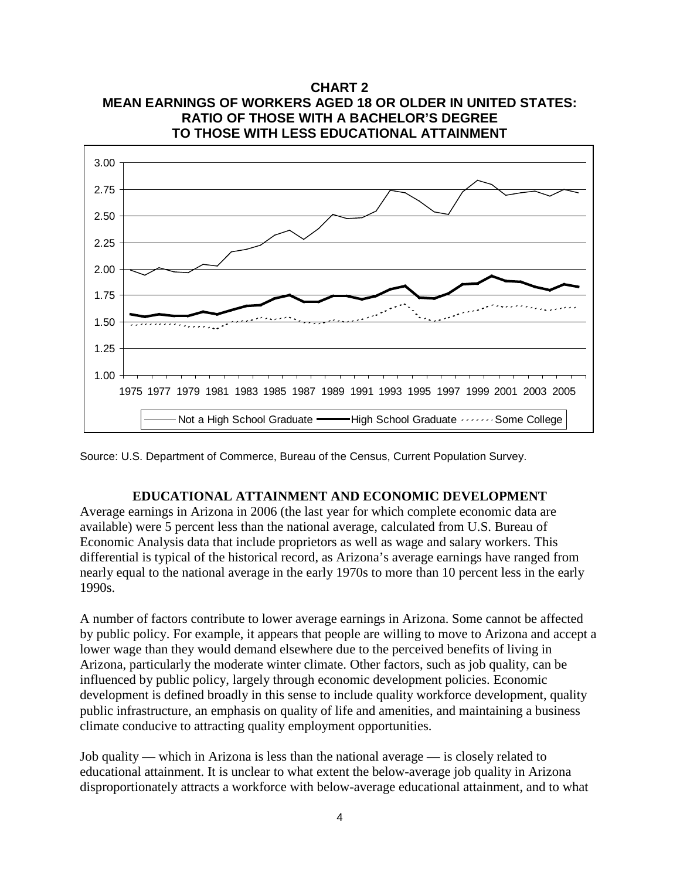**CHART 2**
**MEAN EARNINGS OF WORKERS AGED 18 OR OLDER IN UNITED STATES: RATIO OF THOSE WITH A BACHELOR'S DEGREE TO THOSE WITH LESS EDUCATIONAL ATTAINMENT**

Source: U.S. Department of Commerce, Bureau of the Census, Current Population Survey.

## EDUCATIONAL ATTAINMENT AND ECONOMIC DEVELOPMENT

Average earnings in Arizona in 2006 (the last year for which complete economic data are available) were 5 percent less than the national average, calculated from U.S. Bureau of Economic Analysis data that include proprietors as well as wage and salary workers. This differential is typical of the historical record, as Arizona's average earnings have ranged from nearly equal to the national average in the early 1970s to more than 10 percent less in the early 1990s.

A number of factors contribute to lower average earnings in Arizona. Some cannot be affected by public policy. For example, it appears that people are willing to move to Arizona and accept a lower wage than they would demand elsewhere due to the perceived benefits of living in Arizona, particularly the moderate winter climate. Other factors, such as job quality, can be influenced by public policy, largely through economic development policies. Economic development is defined broadly in this sense to include quality workforce development, quality public infrastructure, an emphasis on quality of life and amenities, and maintaining a business climate conducive to attracting quality employment opportunities.

Job quality — which in Arizona is less than the national average — is closely related to educational attainment. It is unclear to what extent the below-average job quality in Arizona disproportionately attracts a workforce with below-average educational attainment, and to what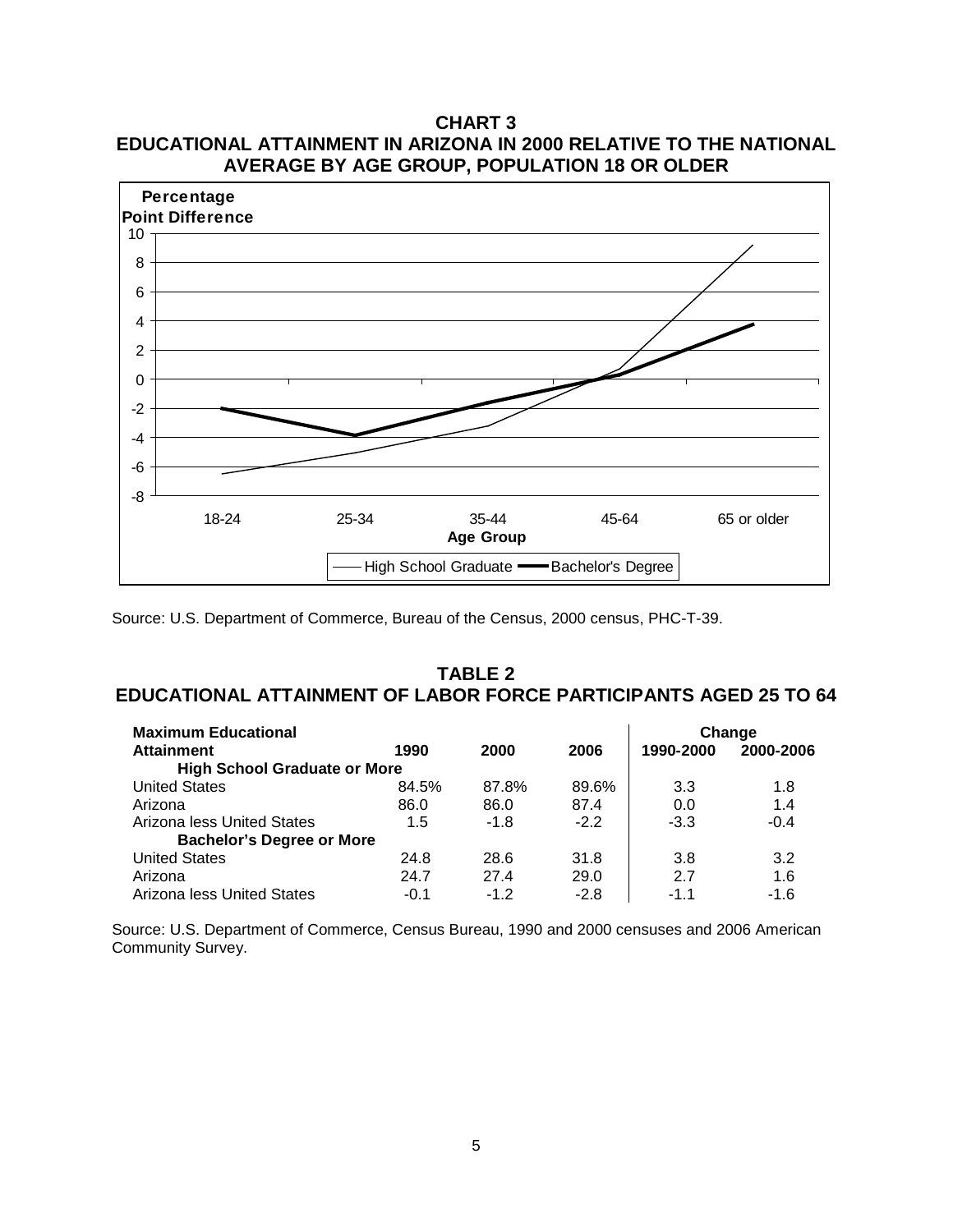## CHART 3
## EDUCATIONAL ATTAINMENT IN ARIZONA IN 2000 RELATIVE TO THE NATIONAL AVERAGE BY AGE GROUP, POPULATION 18 OR OLDER

Source: U.S. Department of Commerce, Bureau of the Census, 2000 census, PHC-T-39.

## TABLE 2
## EDUCATIONAL ATTAINMENT OF LABOR FORCE PARTICIPANTS AGED 25 TO 64

| Maximum Educational Attainment | 1990 | 2000 | 2006 | Change 1990-2000 | Change 2000-2006 |
|---|---|---|---|---|---|
| **High School Graduate or More** | | | | | |
| United States | 84.5% | 87.8% | 89.6% | 3.3 | 1.8 |
| Arizona | 86.0 | 86.0 | 87.4 | 0.0 | 1.4 |
| Arizona less United States | 1.5 | -1.8 | -2.2 | -3.3 | -0.4 |
| **Bachelor's Degree or More** | | | | | |
| United States | 24.8 | 28.6 | 31.8 | 3.8 | 3.2 |
| Arizona | 24.7 | 27.4 | 29.0 | 2.7 | 1.6 |
| Arizona less United States | -0.1 | -1.2 | -2.8 | -1.1 | -1.6 |

Source: U.S. Department of Commerce, Census Bureau, 1990 and 2000 censuses and 2006 American Community Survey.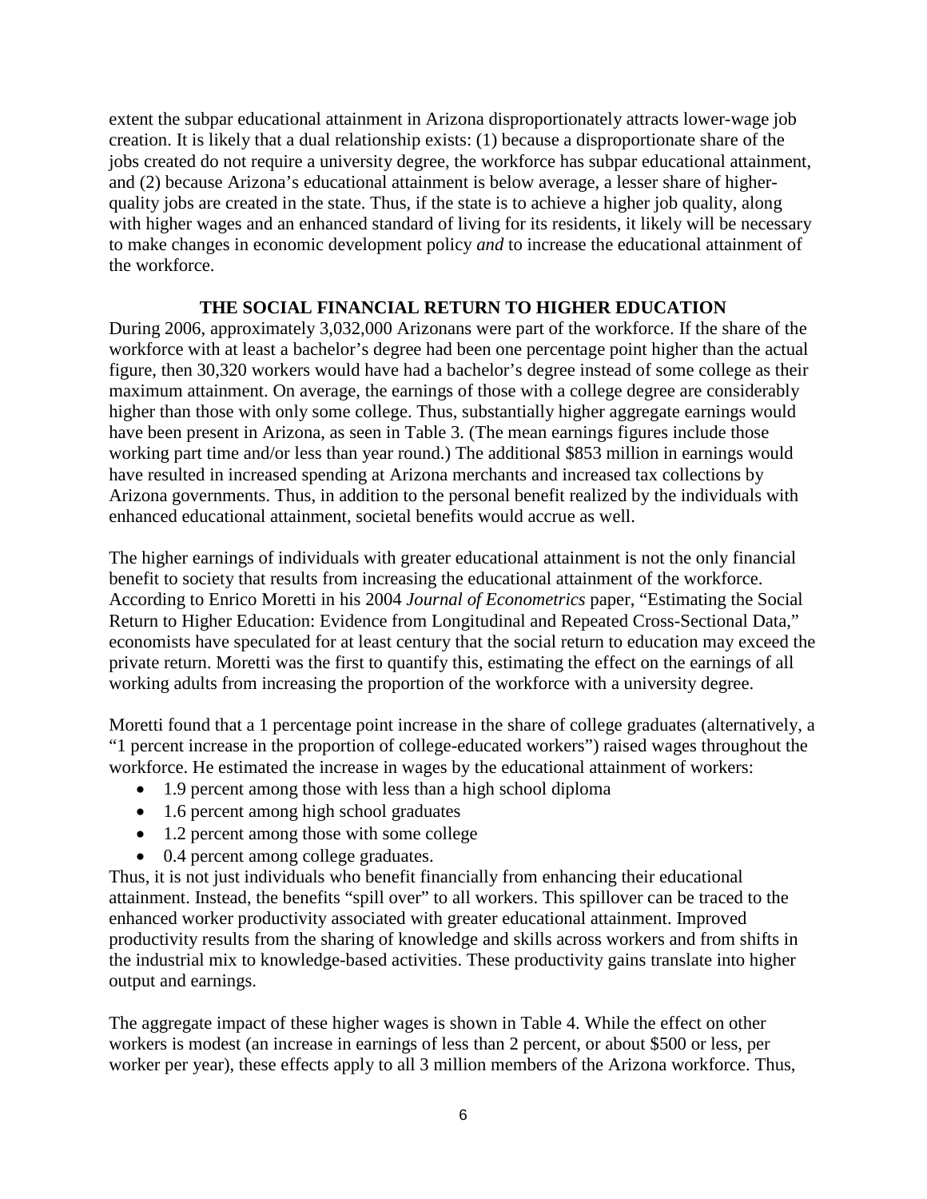extent the subpar educational attainment in Arizona disproportionately attracts lower-wage job creation. It is likely that a dual relationship exists: (1) because a disproportionate share of the jobs created do not require a university degree, the workforce has subpar educational attainment, and (2) because Arizona's educational attainment is below average, a lesser share of higher-quality jobs are created in the state. Thus, if the state is to achieve a higher job quality, along with higher wages and an enhanced standard of living for its residents, it likely will be necessary to make changes in economic development policy *and* to increase the educational attainment of the workforce.

## THE SOCIAL FINANCIAL RETURN TO HIGHER EDUCATION

During 2006, approximately 3,032,000 Arizonans were part of the workforce. If the share of the workforce with at least a bachelor's degree had been one percentage point higher than the actual figure, then 30,320 workers would have had a bachelor's degree instead of some college as their maximum attainment. On average, the earnings of those with a college degree are considerably higher than those with only some college. Thus, substantially higher aggregate earnings would have been present in Arizona, as seen in Table 3. (The mean earnings figures include those working part time and/or less than year round.) The additional $853 million in earnings would have resulted in increased spending at Arizona merchants and increased tax collections by Arizona governments. Thus, in addition to the personal benefit realized by the individuals with enhanced educational attainment, societal benefits would accrue as well.

The higher earnings of individuals with greater educational attainment is not the only financial benefit to society that results from increasing the educational attainment of the workforce. According to Enrico Moretti in his 2004 *Journal of Econometrics* paper, "Estimating the Social Return to Higher Education: Evidence from Longitudinal and Repeated Cross-Sectional Data," economists have speculated for at least century that the social return to education may exceed the private return. Moretti was the first to quantify this, estimating the effect on the earnings of all working adults from increasing the proportion of the workforce with a university degree.

Moretti found that a 1 percentage point increase in the share of college graduates (alternatively, a "1 percent increase in the proportion of college-educated workers") raised wages throughout the workforce. He estimated the increase in wages by the educational attainment of workers:

- 1.9 percent among those with less than a high school diploma
- 1.6 percent among high school graduates
- 1.2 percent among those with some college
- 0.4 percent among college graduates.

Thus, it is not just individuals who benefit financially from enhancing their educational attainment. Instead, the benefits "spill over" to all workers. This spillover can be traced to the enhanced worker productivity associated with greater educational attainment. Improved productivity results from the sharing of knowledge and skills across workers and from shifts in the industrial mix to knowledge-based activities. These productivity gains translate into higher output and earnings.

The aggregate impact of these higher wages is shown in Table 4. While the effect on other workers is modest (an increase in earnings of less than 2 percent, or about $500 or less, per worker per year), these effects apply to all 3 million members of the Arizona workforce. Thus,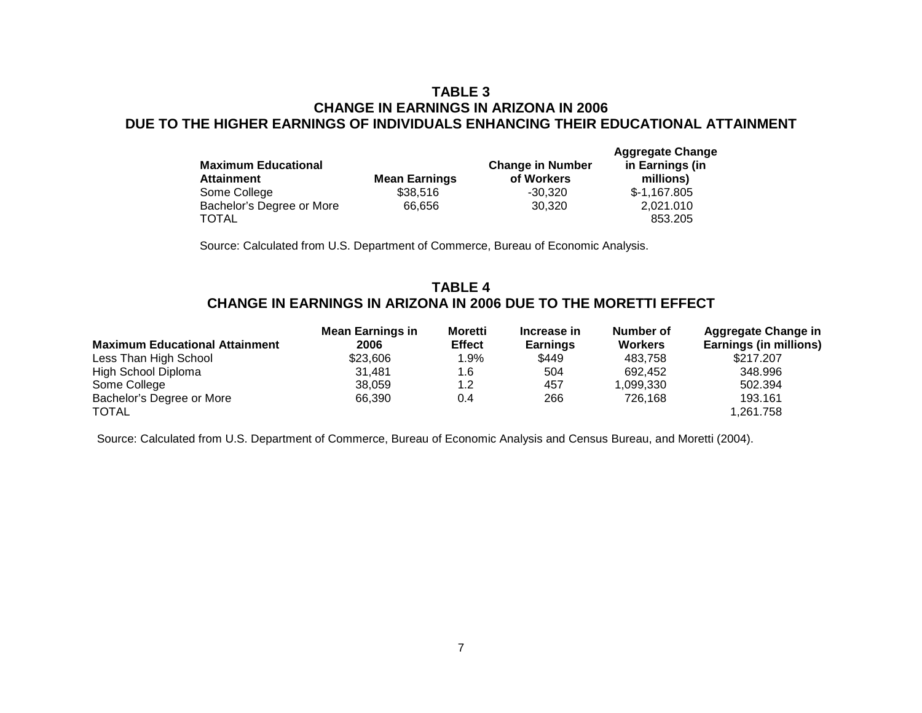## TABLE 3
## CHANGE IN EARNINGS IN ARIZONA IN 2006
## DUE TO THE HIGHER EARNINGS OF INDIVIDUALS ENHANCING THEIR EDUCATIONAL ATTAINMENT

| Maximum Educational Attainment | Mean Earnings | Change in Number of Workers | Aggregate Change in Earnings (in millions) |
|---|---|---|---|
| Some College | $38,516 | -30,320 | $-1,167.805 |
| Bachelor's Degree or More | 66,656 | 30,320 | 2,021.010 |
| TOTAL | | | 853.205 |

Source: Calculated from U.S. Department of Commerce, Bureau of Economic Analysis.

## TABLE 4
## CHANGE IN EARNINGS IN ARIZONA IN 2006 DUE TO THE MORETTI EFFECT

| Maximum Educational Attainment | Mean Earnings in 2006 | Moretti Effect | Increase in Earnings | Number of Workers | Aggregate Change in Earnings (in millions) |
|---|---|---|---|---|---|
| Less Than High School | $23,606 | 1.9% | $449 | 483,758 | $217.207 |
| High School Diploma | 31,481 | 1.6 | 504 | 692,452 | 348.996 |
| Some College | 38,059 | 1.2 | 457 | 1,099,330 | 502.394 |
| Bachelor's Degree or More | 66,390 | 0.4 | 266 | 726,168 | 193.161 |
| TOTAL | | | | | 1,261.758 |

Source: Calculated from U.S. Department of Commerce, Bureau of Economic Analysis and Census Bureau, and Moretti (2004).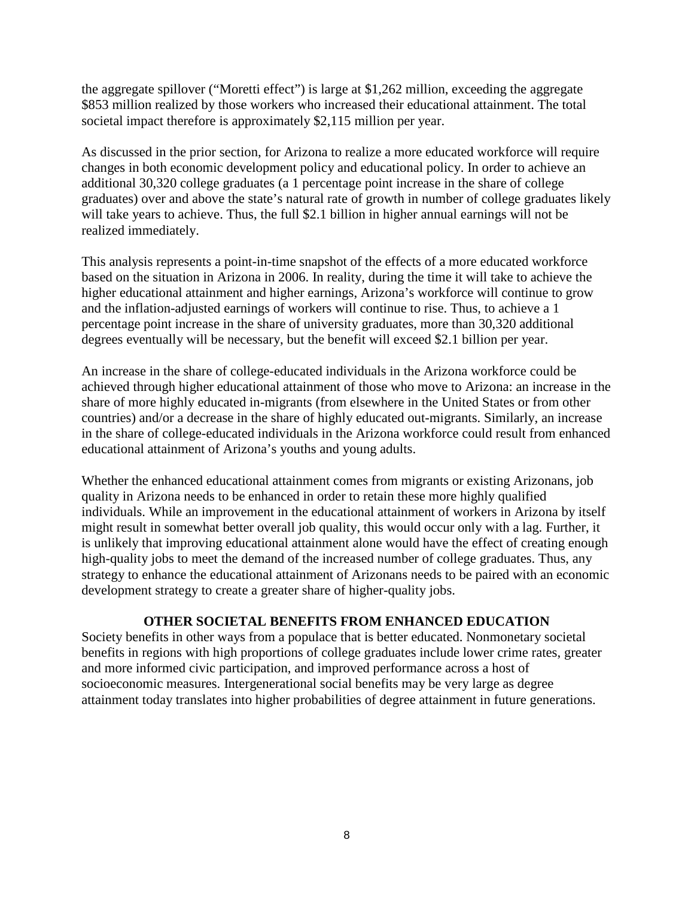the aggregate spillover (“Moretti effect”) is large at $1,262 million, exceeding the aggregate $853 million realized by those workers who increased their educational attainment. The total societal impact therefore is approximately $2,115 million per year.

As discussed in the prior section, for Arizona to realize a more educated workforce will require changes in both economic development policy and educational policy. In order to achieve an additional 30,320 college graduates (a 1 percentage point increase in the share of college graduates) over and above the state’s natural rate of growth in number of college graduates likely will take years to achieve. Thus, the full $2.1 billion in higher annual earnings will not be realized immediately.

This analysis represents a point-in-time snapshot of the effects of a more educated workforce based on the situation in Arizona in 2006. In reality, during the time it will take to achieve the higher educational attainment and higher earnings, Arizona’s workforce will continue to grow and the inflation-adjusted earnings of workers will continue to rise. Thus, to achieve a 1 percentage point increase in the share of university graduates, more than 30,320 additional degrees eventually will be necessary, but the benefit will exceed $2.1 billion per year.

An increase in the share of college-educated individuals in the Arizona workforce could be achieved through higher educational attainment of those who move to Arizona: an increase in the share of more highly educated in-migrants (from elsewhere in the United States or from other countries) and/or a decrease in the share of highly educated out-migrants. Similarly, an increase in the share of college-educated individuals in the Arizona workforce could result from enhanced educational attainment of Arizona’s youths and young adults.

Whether the enhanced educational attainment comes from migrants or existing Arizonans, job quality in Arizona needs to be enhanced in order to retain these more highly qualified individuals. While an improvement in the educational attainment of workers in Arizona by itself might result in somewhat better overall job quality, this would occur only with a lag. Further, it is unlikely that improving educational attainment alone would have the effect of creating enough high-quality jobs to meet the demand of the increased number of college graduates. Thus, any strategy to enhance the educational attainment of Arizonans needs to be paired with an economic development strategy to create a greater share of higher-quality jobs.

## OTHER SOCIETAL BENEFITS FROM ENHANCED EDUCATION

Society benefits in other ways from a populace that is better educated. Nonmonetary societal benefits in regions with high proportions of college graduates include lower crime rates, greater and more informed civic participation, and improved performance across a host of socioeconomic measures. Intergenerational social benefits may be very large as degree attainment today translates into higher probabilities of degree attainment in future generations.